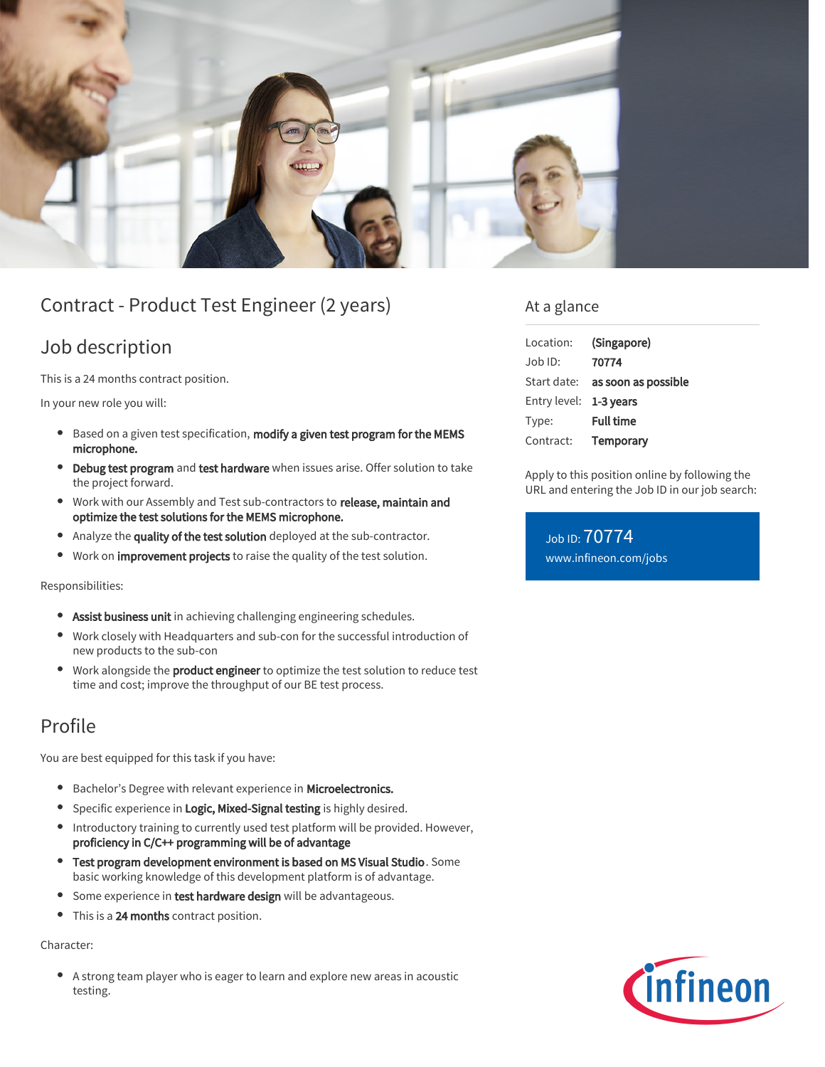# Contract - Product Test Engineer (2 years)

## Job description

This is a 24 months contract position.

In your new role you will:

- Based on a given test specification, **modify a given test program for the MEMS microphone.**
- **Debug test program** and **test hardware** when issues arise. Offer solution to take the project forward.
- Work with our Assembly and Test sub-contractors to **release, maintain and optimize the test solutions for the MEMS microphone.**
- Analyze the **quality of the test solution** deployed at the sub-contractor.
- Work on **improvement projects** to raise the quality of the test solution.

Responsibilities:

- **Assist business unit** in achieving challenging engineering schedules.
- Work closely with Headquarters and sub-con for the successful introduction of new products to the sub-con
- Work alongside the **product engineer** to optimize the test solution to reduce test time and cost; improve the throughput of our BE test process.

## Profile

You are best equipped for this task if you have:

- Bachelor's Degree with relevant experience in **Microelectronics.**
- Specific experience in **Logic, Mixed-Signal testing** is highly desired.
- Introductory training to currently used test platform will be provided. However, **proficiency in C/C++ programming will be of advantage**
- **Test program development environment is based on MS Visual Studio**. Some basic working knowledge of this development platform is of advantage.
- Some experience in **test hardware design** will be advantageous.
- This is a **24 months** contract position.

Character:

- A strong team player who is eager to learn and explore new areas in acoustic testing.

## At a glance

| | |
|---|---|
| Location: | **(Singapore)** |
| Job ID: | **70774** |
| Start date: | **as soon as possible** |
| Entry level: | **1-3 years** |
| Type: | **Full time** |
| Contract: | **Temporary** |

Apply to this position online by following the URL and entering the Job ID in our job search:

Job ID: 70774
www.infineon.com/jobs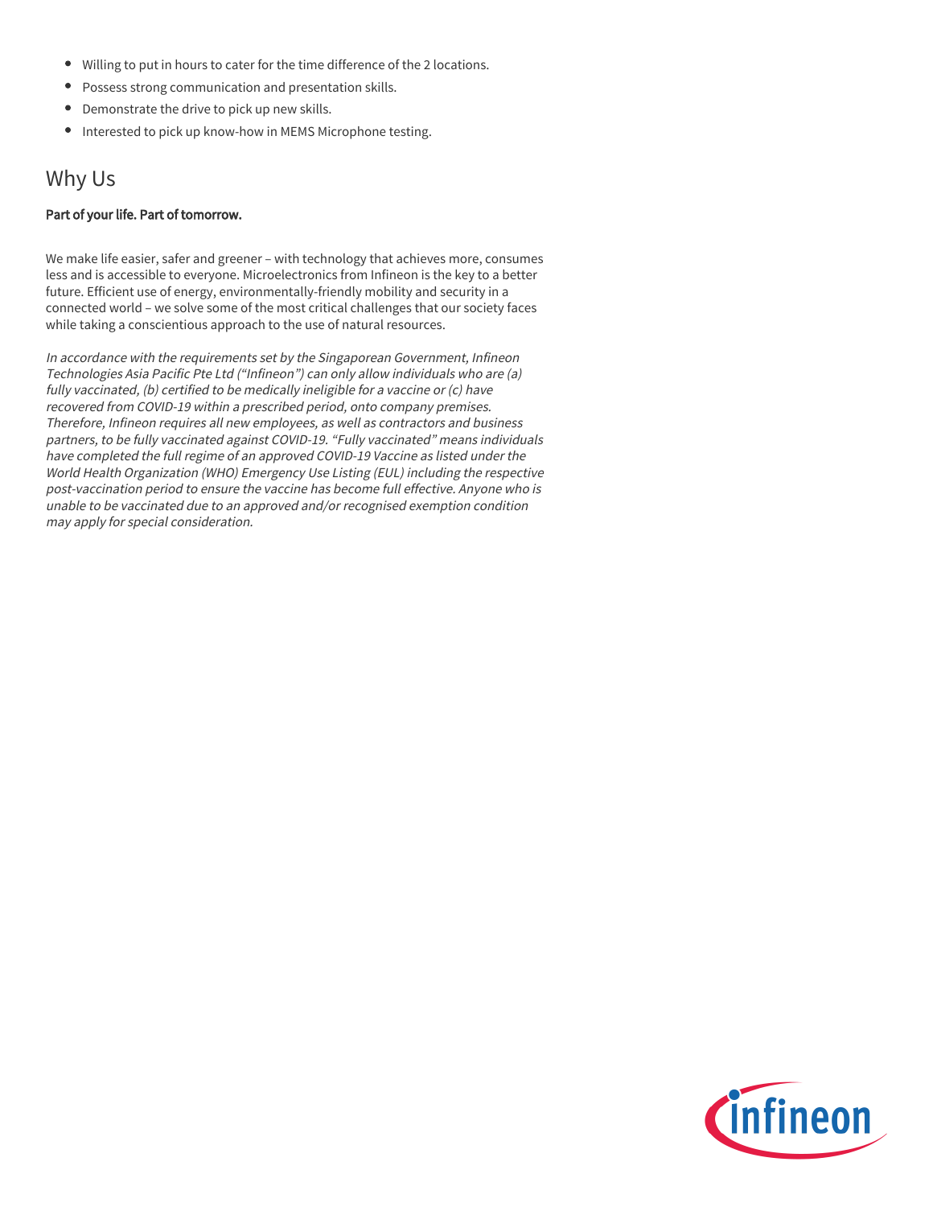- Willing to put in hours to cater for the time difference of the 2 locations.
- Possess strong communication and presentation skills.
- Demonstrate the drive to pick up new skills.
- Interested to pick up know-how in MEMS Microphone testing.

## Why Us

**Part of your life. Part of tomorrow.**

We make life easier, safer and greener – with technology that achieves more, consumes less and is accessible to everyone. Microelectronics from Infineon is the key to a better future. Efficient use of energy, environmentally-friendly mobility and security in a connected world – we solve some of the most critical challenges that our society faces while taking a conscientious approach to the use of natural resources.

*In accordance with the requirements set by the Singaporean Government, Infineon Technologies Asia Pacific Pte Ltd ("Infineon") can only allow individuals who are (a) fully vaccinated, (b) certified to be medically ineligible for a vaccine or (c) have recovered from COVID-19 within a prescribed period, onto company premises. Therefore, Infineon requires all new employees, as well as contractors and business partners, to be fully vaccinated against COVID-19. "Fully vaccinated" means individuals have completed the full regime of an approved COVID-19 Vaccine as listed under the World Health Organization (WHO) Emergency Use Listing (EUL) including the respective post-vaccination period to ensure the vaccine has become full effective. Anyone who is unable to be vaccinated due to an approved and/or recognised exemption condition may apply for special consideration.*